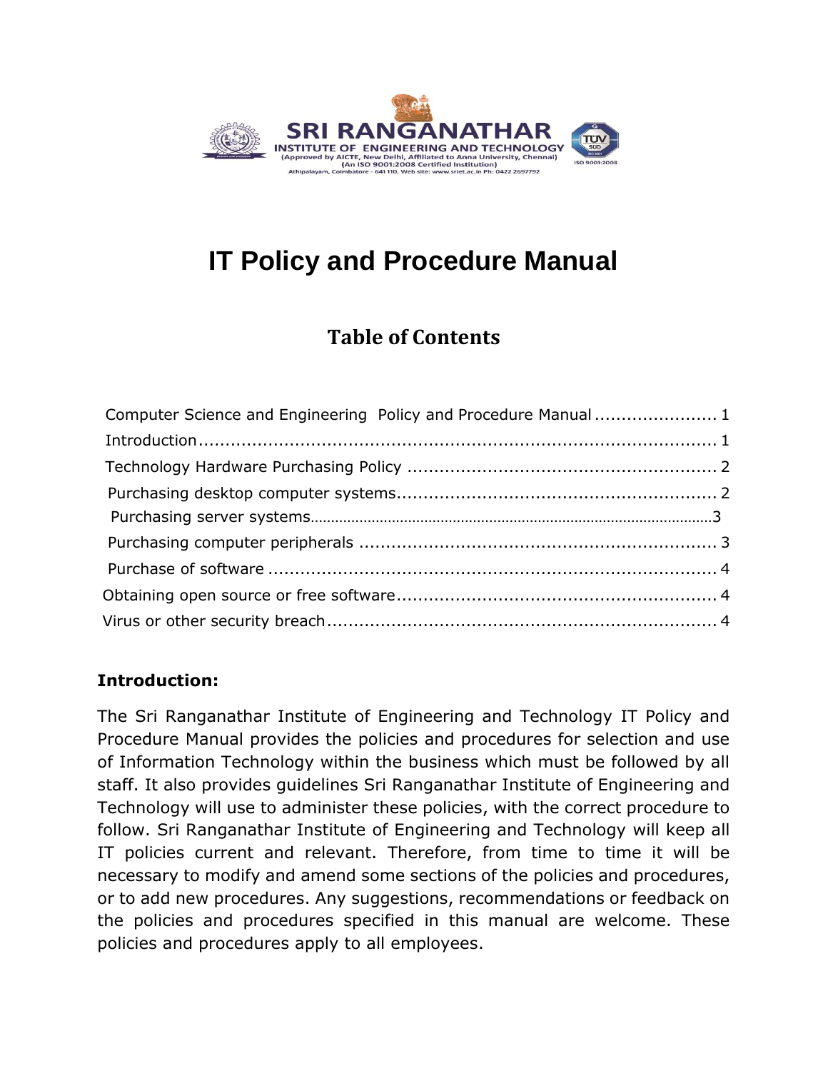SRI RANGANATHAR
INSTITUTE OF ENGINEERING AND TECHNOLOGY
(Approved by AICTE, New Delhi, Affiliated to Anna University, Chennai)
(An ISO 9001:2008 Certified Institution)
Athipalayam, Coimbatore - 641 110. Web site: www.sriet.ac.in Ph: 0422 2697792

# IT Policy and Procedure Manual

## Table of Contents

Computer Science and Engineering Policy and Procedure Manual ....................... 1
Introduction ................................................................................................ 1
Technology Hardware Purchasing Policy ........................................................ 2
Purchasing desktop computer systems ........................................................... 2
Purchasing server systems ............................................................................ 3
Purchasing computer peripherals ................................................................... 3
Purchase of software .................................................................................... 4
Obtaining open source or free software .......................................................... 4
Virus or other security breach ........................................................................ 4

**Introduction:**

The Sri Ranganathar Institute of Engineering and Technology IT Policy and Procedure Manual provides the policies and procedures for selection and use of Information Technology within the business which must be followed by all staff. It also provides guidelines Sri Ranganathar Institute of Engineering and Technology will use to administer these policies, with the correct procedure to follow. Sri Ranganathar Institute of Engineering and Technology will keep all IT policies current and relevant. Therefore, from time to time it will be necessary to modify and amend some sections of the policies and procedures, or to add new procedures. Any suggestions, recommendations or feedback on the policies and procedures specified in this manual are welcome. These policies and procedures apply to all employees.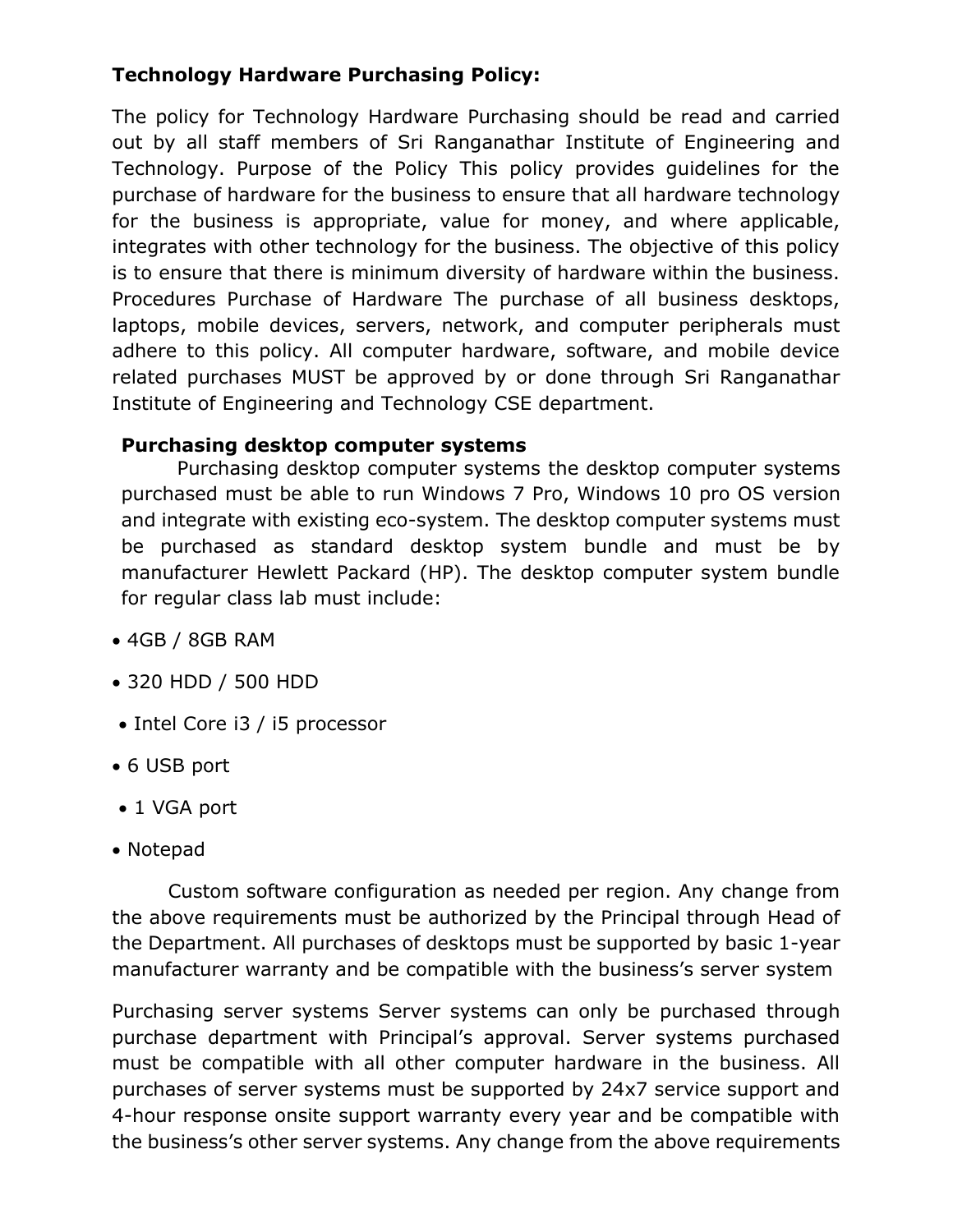**Technology Hardware Purchasing Policy:**

The policy for Technology Hardware Purchasing should be read and carried out by all staff members of Sri Ranganathar Institute of Engineering and Technology. Purpose of the Policy This policy provides guidelines for the purchase of hardware for the business to ensure that all hardware technology for the business is appropriate, value for money, and where applicable, integrates with other technology for the business. The objective of this policy is to ensure that there is minimum diversity of hardware within the business. Procedures Purchase of Hardware The purchase of all business desktops, laptops, mobile devices, servers, network, and computer peripherals must adhere to this policy. All computer hardware, software, and mobile device related purchases MUST be approved by or done through Sri Ranganathar Institute of Engineering and Technology CSE department.

**Purchasing desktop computer systems**

Purchasing desktop computer systems the desktop computer systems purchased must be able to run Windows 7 Pro, Windows 10 pro OS version and integrate with existing eco-system. The desktop computer systems must be purchased as standard desktop system bundle and must be by manufacturer Hewlett Packard (HP). The desktop computer system bundle for regular class lab must include:

- 4GB / 8GB RAM
- 320 HDD / 500 HDD
- Intel Core i3 / i5 processor
- 6 USB port
- 1 VGA port
- Notepad

Custom software configuration as needed per region. Any change from the above requirements must be authorized by the Principal through Head of the Department. All purchases of desktops must be supported by basic 1-year manufacturer warranty and be compatible with the business's server system

Purchasing server systems Server systems can only be purchased through purchase department with Principal's approval. Server systems purchased must be compatible with all other computer hardware in the business. All purchases of server systems must be supported by 24x7 service support and 4-hour response onsite support warranty every year and be compatible with the business's other server systems. Any change from the above requirements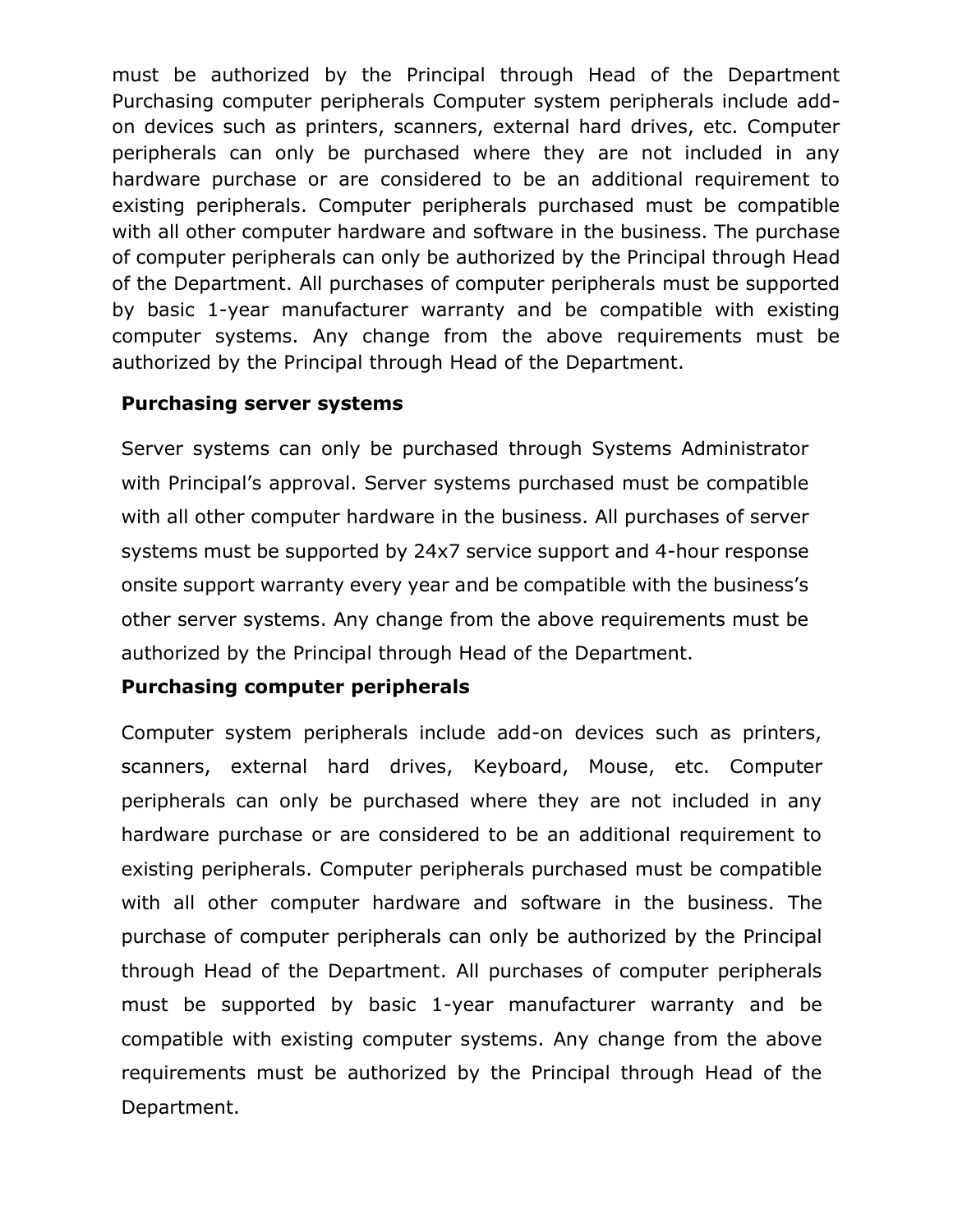must be authorized by the Principal through Head of the Department Purchasing computer peripherals Computer system peripherals include add-on devices such as printers, scanners, external hard drives, etc. Computer peripherals can only be purchased where they are not included in any hardware purchase or are considered to be an additional requirement to existing peripherals. Computer peripherals purchased must be compatible with all other computer hardware and software in the business. The purchase of computer peripherals can only be authorized by the Principal through Head of the Department. All purchases of computer peripherals must be supported by basic 1-year manufacturer warranty and be compatible with existing computer systems. Any change from the above requirements must be authorized by the Principal through Head of the Department.

**Purchasing server systems**

Server systems can only be purchased through Systems Administrator with Principal's approval. Server systems purchased must be compatible with all other computer hardware in the business. All purchases of server systems must be supported by 24x7 service support and 4-hour response onsite support warranty every year and be compatible with the business's other server systems. Any change from the above requirements must be authorized by the Principal through Head of the Department.

**Purchasing computer peripherals**

Computer system peripherals include add-on devices such as printers, scanners, external hard drives, Keyboard, Mouse, etc. Computer peripherals can only be purchased where they are not included in any hardware purchase or are considered to be an additional requirement to existing peripherals. Computer peripherals purchased must be compatible with all other computer hardware and software in the business. The purchase of computer peripherals can only be authorized by the Principal through Head of the Department. All purchases of computer peripherals must be supported by basic 1-year manufacturer warranty and be compatible with existing computer systems. Any change from the above requirements must be authorized by the Principal through Head of the Department.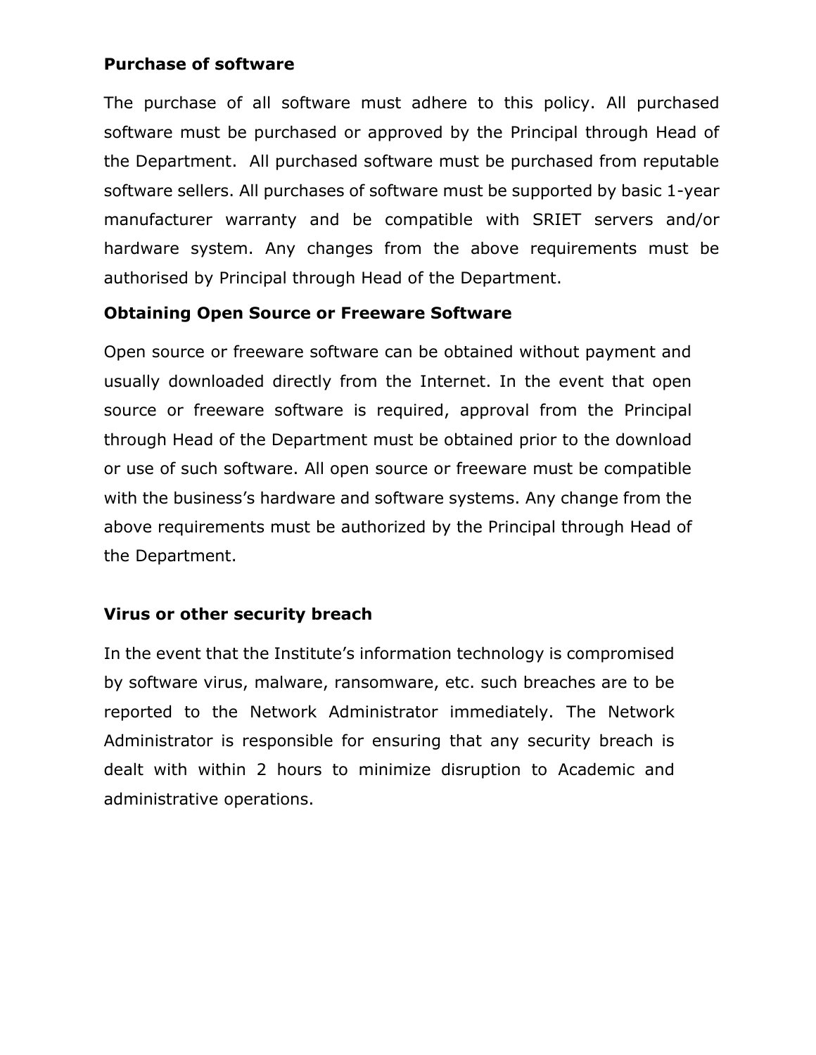**Purchase of software**

The purchase of all software must adhere to this policy. All purchased software must be purchased or approved by the Principal through Head of the Department. All purchased software must be purchased from reputable software sellers. All purchases of software must be supported by basic 1-year manufacturer warranty and be compatible with SRIET servers and/or hardware system. Any changes from the above requirements must be authorised by Principal through Head of the Department.

**Obtaining Open Source or Freeware Software**

Open source or freeware software can be obtained without payment and usually downloaded directly from the Internet. In the event that open source or freeware software is required, approval from the Principal through Head of the Department must be obtained prior to the download or use of such software. All open source or freeware must be compatible with the business's hardware and software systems. Any change from the above requirements must be authorized by the Principal through Head of the Department.

**Virus or other security breach**

In the event that the Institute's information technology is compromised by software virus, malware, ransomware, etc. such breaches are to be reported to the Network Administrator immediately. The Network Administrator is responsible for ensuring that any security breach is dealt with within 2 hours to minimize disruption to Academic and administrative operations.